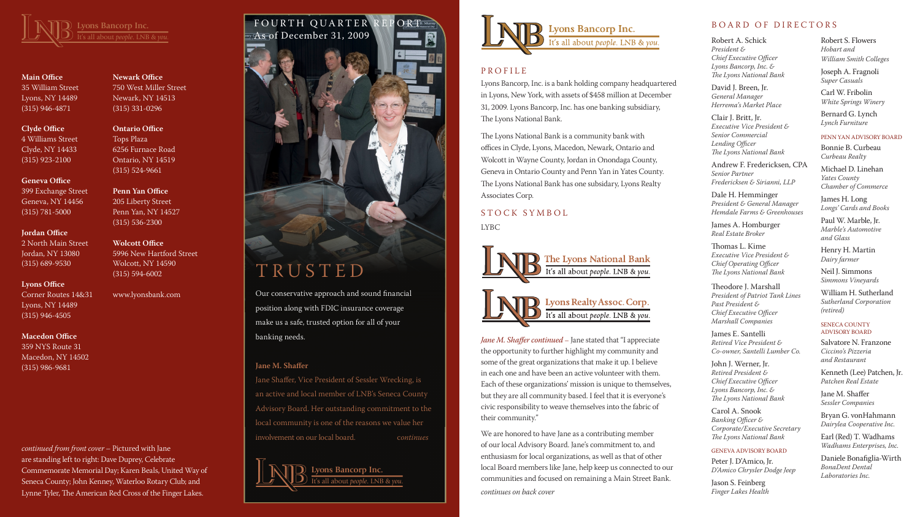Lyons Bancorp Inc.
It's all about *people*. LNB & *you*.

**Main Office**
35 William Street
Lyons, NY 14489
(315) 946-4871

**Clyde Office**
4 Williams Street
Clyde, NY 14433
(315) 923-2100

**Geneva Office**
399 Exchange Street
Geneva, NY 14456
(315) 781-5000

**Jordan Office**
2 North Main Street
Jordan, NY 13080
(315) 689-9530

**Lyons Office**
Corner Routes 14&31
Lyons, NY 14489
(315) 946-4505

**Macedon Office**
359 NYS Route 31
Macedon, NY 14502
(315) 986-9681

**Newark Office**
750 West Miller Street
Newark, NY 14513
(315) 331-0296

**Ontario Office**
Tops Plaza
6256 Furnace Road
Ontario, NY 14519
(315) 524-9661

**Penn Yan Office**
205 Liberty Street
Penn Yan, NY 14527
(315) 536-2300

**Wolcott Office**
5996 New Hartford Street
Wolcott, NY 14590
(315) 594-6002

www.lyonsbank.com

*continued from front cover* – Pictured with Jane are standing left to right: Dave Duprey, Celebrate Commemorate Memorial Day; Karen Beals, United Way of Seneca County; John Kenney, Waterloo Rotary Club; and Lynne Tyler, The American Red Cross of the Finger Lakes.

# FOURTH QUARTER REPORT
## As of December 31, 2009

# TRUSTED

Our conservative approach and sound financial position along with FDIC insurance coverage make us a safe, trusted option for all of your banking needs.

**Jane M. Shaffer**

Jane Shaffer, Vice President of Sessler Wrecking, is an active and local member of LNB's Seneca County Advisory Board. Her outstanding commitment to the local community is one of the reasons we value her involvement on our local board. *continues*

Lyons Bancorp Inc.
It's all about *people*. LNB & *you*.

Lyons Bancorp Inc.
It's all about *people*. LNB & *you*.

## PROFILE

Lyons Bancorp, Inc. is a bank holding company headquartered in Lyons, New York, with assets of $458 million at December 31, 2009. Lyons Bancorp, Inc. has one banking subsidiary, The Lyons National Bank.

The Lyons National Bank is a community bank with offices in Clyde, Lyons, Macedon, Newark, Ontario and Wolcott in Wayne County, Jordan in Onondaga County, Geneva in Ontario County and Penn Yan in Yates County. The Lyons National Bank has one subsidary, Lyons Realty Associates Corp.

## STOCK SYMBOL

LYBC

The Lyons National Bank
It's all about *people*. LNB & *you*.

Lyons Realty Assoc. Corp.
It's all about *people*. LNB & *you*.

*Jane M. Shaffer continued* – Jane stated that "I appreciate the opportunity to further highlight my community and some of the great organizations that make it up. I believe in each one and have been an active volunteer with them. Each of these organizations' mission is unique to themselves, but they are all community based. I feel that it is everyone's civic responsibility to weave themselves into the fabric of their community."

We are honored to have Jane as a contributing member of our local Advisory Board. Jane's commitment to, and enthusiasm for local organizations, as well as that of other local Board members like Jane, help keep us connected to our communities and focused on remaining a Main Street Bank.

*continues on back cover*

## BOARD OF DIRECTORS

Robert A. Schick
*President & Chief Executive Officer Lyons Bancorp, Inc. & The Lyons National Bank*

David J. Breen, Jr.
*General Manager Herrema's Market Place*

Clair J. Britt, Jr.
*Executive Vice President & Senior Commercial Lending Officer The Lyons National Bank*

Andrew F. Fredericksen, CPA
*Senior Partner Fredericksen & Sirianni, LLP*

Dale H. Hemminger
*President & General Manager Hemdale Farms & Greenhouses*

James A. Homburger
*Real Estate Broker*

Thomas L. Kime
*Executive Vice President & Chief Operating Officer The Lyons National Bank*

Theodore J. Marshall
*President of Patriot Tank Lines Past President & Chief Executive Officer Marshall Companies*

James E. Santelli
*Retired Vice President & Co-owner, Santelli Lumber Co.*

John J. Werner, Jr.
*Retired President & Chief Executive Officer Lyons Bancorp, Inc. & The Lyons National Bank*

Carol A. Snook
*Banking Officer & Corporate/Executive Secretary The Lyons National Bank*

### GENEVA ADVISORY BOARD

Peter J. D'Amico, Jr.
*D'Amico Chrysler Dodge Jeep*

Jason S. Feinberg
*Finger Lakes Health*

Robert S. Flowers
*Hobart and William Smith Colleges*

Joseph A. Fragnoli
*Super Casuals*

Carl W. Fribolin
*White Springs Winery*

Bernard G. Lynch
*Lynch Furniture*

### PENN YAN ADVISORY BOARD

Bonnie B. Curbeau
*Curbeau Realty*

Michael D. Linehan
*Yates County Chamber of Commerce*

James H. Long
*Longs' Cards and Books*

Paul W. Marble, Jr.
*Marble's Automotive and Glass*

Henry H. Martin
*Dairy farmer*

Neil J. Simmons
*Simmons Vineyards*

William H. Sutherland
*Sutherland Corporation (retired)*

### SENECA COUNTY ADVISORY BOARD

Salvatore N. Franzone
*Ciccino's Pizzeria and Restaurant*

Kenneth (Lee) Patchen, Jr.
*Patchen Real Estate*

Jane M. Shaffer
*Sessler Companies*

Bryan G. vonHahmann
*Dairylea Cooperative Inc.*

Earl (Red) T. Wadhams
*Wadhams Enterprises, Inc.*

Daniele Bonafiglia-Wirth
*BonaDent Dental Laboratories Inc.*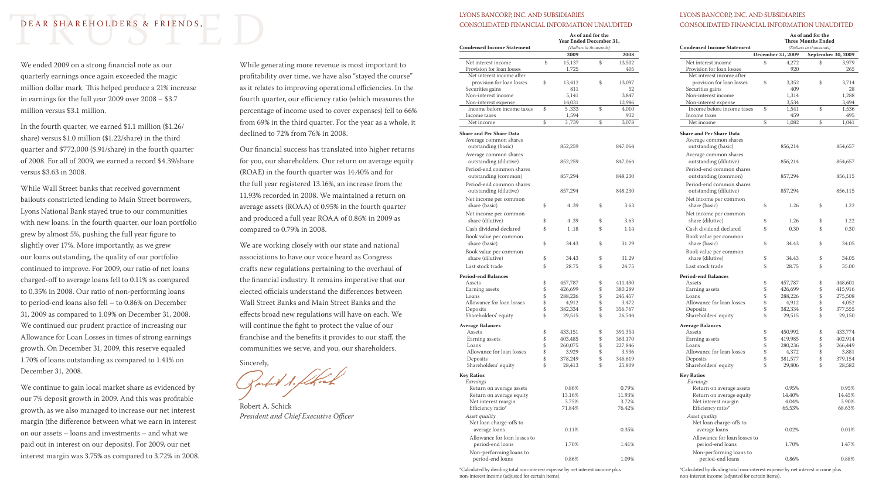# DEAR SHAREHOLDERS & FRIENDS,

TRUSTED

We ended 2009 on a strong financial note as our quarterly earnings once again exceeded the magic million dollar mark. This helped produce a 21% increase in earnings for the full year 2009 over 2008 – $3.7 million versus $3.1 million.

In the fourth quarter, we earned $1.1 million ($1.26/share) versus $1.0 million ($1.22/share) in the third quarter and $772,000 ($.91/share) in the fourth quarter of 2008. For all of 2009, we earned a record $4.39/share versus $3.63 in 2008.

While Wall Street banks that received government bailouts constricted lending to Main Street borrowers, Lyons National Bank stayed true to our communities with new loans. In the fourth quarter, our loan portfolio grew by almost 5%, pushing the full year figure to slightly over 17%. More importantly, as we grew our loans outstanding, the quality of our portfolio continued to improve. For 2009, our ratio of net loans charged-off to average loans fell to 0.11% as compared to 0.35% in 2008. Our ratio of non-performing loans to period-end loans also fell – to 0.86% on December 31, 2009 as compared to 1.09% on December 31, 2008. We continued our prudent practice of increasing our Allowance for Loan Losses in times of strong earnings growth. On December 31, 2009, this reserve equaled 1.70% of loans outstanding as compared to 1.41% on December 31, 2008.

We continue to gain local market share as evidenced by our 7% deposit growth in 2009. And this was profitable growth, as we also managed to increase our net interest margin (the difference between what we earn in interest on our assets – loans and investments – and what we paid out in interest on our deposits). For 2009, our net interest margin was 3.75% as compared to 3.72% in 2008.

While generating more revenue is most important to profitability over time, we have also "stayed the course" as it relates to improving operational efficiencies. In the fourth quarter, our efficiency ratio (which measures the percentage of income used to cover expenses) fell to 66% from 69% in the third quarter. For the year as a whole, it declined to 72% from 76% in 2008.

Our financial success has translated into higher returns for you, our shareholders. Our return on average equity (ROAE) in the fourth quarter was 14.40% and for the full year registered 13.16%, an increase from the 11.93% recorded in 2008. We maintained a return on average assets (ROAA) of 0.95% in the fourth quarter and produced a full year ROAA of 0.86% in 2009 as compared to 0.79% in 2008.

We are working closely with our state and national associations to have our voice heard as Congress crafts new regulations pertaining to the overhaul of the financial industry. It remains imperative that our elected officials understand the differences between Wall Street Banks and Main Street Banks and the effects broad new regulations will have on each. We will continue the fight to protect the value of our franchise and the benefits it provides to our staff, the communities we serve, and you, our shareholders.

Sincerely,

Robert A. Schick
*President and Chief Executive Officer*

## LYONS BANCORP, INC. AND SUBSIDIARIES
## CONSOLIDATED FINANCIAL INFORMATION UNAUDITED

| Condensed Income Statement | As of and for the Year Ended December 31, (Dollars in thousands) 2009 | 2008 |
|---|---|---|
| Net interest income | $ 15,137 | $ 13,502 |
| Provision for loan losses | 1,725 | 405 |
| Net interest income after provision for loan losses | $ 13,412 | $ 13,097 |
| Securities gains | 811 | 52 |
| Non-interest income | 5,141 | 3,847 |
| Non-interest expense | 14,031 | 12,986 |
| Income before income taxes | $ 5,333 | $ 4,010 |
| Income taxes | 1,594 | 932 |
| Net income | $ 3,739 | $ 3,078 |
| **Share and Per Share Data** | | |
| Average common shares outstanding (basic) | 852,259 | 847,064 |
| Average common shares outstanding (dilutive) | 852,259 | 847,064 |
| Period-end common shares outstanding (common) | 857,294 | 848,230 |
| Period-end common shares outstanding (dilutive) | 857,294 | 848,230 |
| Net income per common share (basic) | $ 4.39 | $ 3.63 |
| Net income per common share (dilutive) | $ 4.39 | $ 3.63 |
| Cash dividend declared | $ 1.18 | $ 1.14 |
| Book value per common share (basic) | $ 34.43 | $ 31.29 |
| Book value per common share (dilutive) | $ 34.43 | $ 31.29 |
| Last stock trade | $ 28.75 | $ 24.75 |
| **Period-end Balances** | | |
| Assets | $ 457,787 | $ 411,490 |
| Earning assets | $ 426,699 | $ 380,289 |
| Loans | $ 288,226 | $ 245,457 |
| Allowance for loan losses | $ 4,912 | $ 3,472 |
| Deposits | $ 382,334 | $ 356,767 |
| Shareholders' equity | $ 29,515 | $ 26,544 |
| **Average Balances** | | |
| Assets | $ 433,151 | $ 391,354 |
| Earning assets | $ 403,485 | $ 363,170 |
| Loans | $ 260,075 | $ 227,846 |
| Allowance for loan losses | $ 3,929 | $ 3,936 |
| Deposits | $ 378,249 | $ 346,619 |
| Shareholders' equity | $ 28,413 | $ 25,809 |
| **Key Ratios** | | |
| *Earnings* | | |
| Return on average assets | 0.86% | 0.79% |
| Return on average equity | 13.16% | 11.93% |
| Net interest margin | 3.75% | 3.72% |
| Efficiency ratio* | 71.84% | 76.42% |
| *Asset quality* | | |
| Net loan charge-offs to average loans | 0.11% | 0.35% |
| Allowance for loan losses to period-end loans | 1.70% | 1.41% |
| Non-performing loans to period-end loans | 0.86% | 1.09% |

*Calculated by dividing total non-interest expense by net interest income plus non-interest income (adjusted for certain items).

## LYONS BANCORP, INC. AND SUBSIDIARIES
## CONSOLIDATED FINANCIAL INFORMATION UNAUDITED

| Condensed Income Statement | As of and for the Three Months Ended (Dollars in thousands) December 31, 2009 | September 30, 2009 |
|---|---|---|
| Net interest income | $ 4,272 | $ 3,979 |
| Provision for loan losses | 920 | 265 |
| Net interest income after provision for loan losses | $ 3,352 | $ 3,714 |
| Securities gains | 409 | 28 |
| Non-interest income | 1,314 | 1,288 |
| Non-interest expense | 3,534 | 3,494 |
| Income before income taxes | $ 1,541 | $ 1,536 |
| Income taxes | 459 | 495 |
| Net income | $ 1,082 | $ 1,041 |
| **Share and Per Share Data** | | |
| Average common shares outstanding (basic) | 856,214 | 854,657 |
| Average common shares outstanding (dilutive) | 856,214 | 854,657 |
| Period-end common shares outstanding (common) | 857,294 | 856,115 |
| Period-end common shares outstanding (dilutive) | 857,294 | 856,115 |
| Net income per common share (basic) | $ 1.26 | $ 1.22 |
| Net income per common share (dilutive) | $ 1.26 | $ 1.22 |
| Cash dividend declared | $ 0.30 | $ 0.30 |
| Book value per common share (basic) | $ 34.43 | $ 34.05 |
| Book value per common share (dilutive) | $ 34.43 | $ 34.05 |
| Last stock trade | $ 28.75 | $ 35.00 |
| **Period-end Balances** | | |
| Assets | $ 457,787 | $ 448,601 |
| Earning assets | $ 426,699 | $ 415,916 |
| Loans | $ 288,226 | $ 275,508 |
| Allowance for loan losses | $ 4,912 | $ 4,052 |
| Deposits | $ 382,334 | $ 377,555 |
| Shareholders' equity | $ 29,515 | $ 29,150 |
| **Average Balances** | | |
| Assets | $ 450,992 | $ 433,774 |
| Earning assets | $ 419,985 | $ 402,914 |
| Loans | $ 280,236 | $ 266,449 |
| Allowance for loan losses | $ 4,372 | $ 3,881 |
| Deposits | $ 381,577 | $ 379,154 |
| Shareholders' equity | $ 29,806 | $ 28,582 |
| **Key Ratios** | | |
| *Earnings* | | |
| Return on average assets | 0.95% | 0.95% |
| Return on average equity | 14.40% | 14.45% |
| Net interest margin | 4.04% | 3.90% |
| Efficiency ratio* | 65.53% | 68.63% |
| *Asset quality* | | |
| Net loan charge-offs to average loans | 0.02% | 0.01% |
| Allowance for loan losses to period-end loans | 1.70% | 1.47% |
| Non-performing loans to period-end loans | 0.86% | 0.88% |

*Calculated by dividing total non-interest expense by net interest income plus non-interest income (adjusted for certain items).